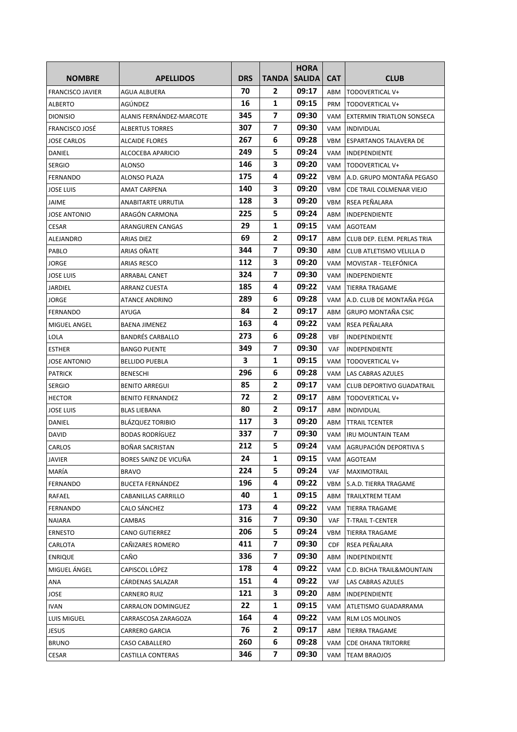| NOMBRE | APELLIDOS | DRS | TANDA | HORA SALIDA | CAT | CLUB |
|---|---|---|---|---|---|---|
| FRANCISCO JAVIER | AGUA ALBUERA | 70 | 2 | 09:17 | ABM | TODOVERTICAL V+ |
| ALBERTO | AGÚNDEZ | 16 | 1 | 09:15 | PRM | TODOVERTICAL V+ |
| DIONISIO | ALANIS FERNÁNDEZ-MARCOTE | 345 | 7 | 09:30 | VAM | EXTERMIN TRIATLON SONSECA |
| FRANCISCO JOSÉ | ALBERTUS TORRES | 307 | 7 | 09:30 | VAM | INDIVIDUAL |
| JOSE CARLOS | ALCAIDE FLORES | 267 | 6 | 09:28 | VBM | ESPARTANOS TALAVERA DE |
| DANIEL | ALCOCEBA APARICIO | 249 | 5 | 09:24 | VAM | INDEPENDIENTE |
| SERGIO | ALONSO | 146 | 3 | 09:20 | VAM | TODOVERTICAL V+ |
| FERNANDO | ALONSO PLAZA | 175 | 4 | 09:22 | VBM | A.D. GRUPO MONTAÑA PEGASO |
| JOSE LUIS | AMAT CARPENA | 140 | 3 | 09:20 | VBM | CDE TRAIL COLMENAR VIEJO |
| JAIME | ANABITARTE URRUTIA | 128 | 3 | 09:20 | VBM | RSEA PEÑALARA |
| JOSE ANTONIO | ARAGÓN CARMONA | 225 | 5 | 09:24 | ABM | INDEPENDIENTE |
| CESAR | ARANGUREN CANGAS | 29 | 1 | 09:15 | VAM | AGOTEAM |
| ALEJANDRO | ARIAS DIEZ | 69 | 2 | 09:17 | ABM | CLUB DEP. ELEM. PERLAS TRIA |
| PABLO | ARIAS OÑATE | 344 | 7 | 09:30 | ABM | CLUB ATLETISMO VELILLA D |
| JORGE | ARIAS RESCO | 112 | 3 | 09:20 | VAM | MOVISTAR - TELEFÓNICA |
| JOSE LUIS | ARRABAL CANET | 324 | 7 | 09:30 | VAM | INDEPENDIENTE |
| JARDIEL | ARRANZ CUESTA | 185 | 4 | 09:22 | VAM | TIERRA TRAGAME |
| JORGE | ATANCE ANDRINO | 289 | 6 | 09:28 | VAM | A.D. CLUB DE MONTAÑA PEGA |
| FERNANDO | AYUGA | 84 | 2 | 09:17 | ABM | GRUPO MONTAÑA CSIC |
| MIGUEL ANGEL | BAENA JIMENEZ | 163 | 4 | 09:22 | VAM | RSEA PEÑALARA |
| LOLA | BANDRÉS CARBALLO | 273 | 6 | 09:28 | VBF | INDEPENDIENTE |
| ESTHER | BANGO PUENTE | 349 | 7 | 09:30 | VAF | INDEPENDIENTE |
| JOSE ANTONIO | BELLIDO PUEBLA | 3 | 1 | 09:15 | VAM | TODOVERTICAL V+ |
| PATRICK | BENESCHI | 296 | 6 | 09:28 | VAM | LAS CABRAS AZULES |
| SERGIO | BENITO ARREGUI | 85 | 2 | 09:17 | VAM | CLUB DEPORTIVO GUADATRAIL |
| HECTOR | BENITO FERNANDEZ | 72 | 2 | 09:17 | ABM | TODOVERTICAL V+ |
| JOSE LUIS | BLAS LIEBANA | 80 | 2 | 09:17 | ABM | INDIVIDUAL |
| DANIEL | BLÁZQUEZ TORIBIO | 117 | 3 | 09:20 | ABM | TTRAIL TCENTER |
| DAVID | BODAS RODRÍGUEZ | 337 | 7 | 09:30 | VAM | IRU MOUNTAIN TEAM |
| CARLOS | BOÑAR SACRISTAN | 212 | 5 | 09:24 | VAM | AGRUPACIÓN DEPORTIVA S |
| JAVIER | BORES SAINZ DE VICUÑA | 24 | 1 | 09:15 | VAM | AGOTEAM |
| MARÍA | BRAVO | 224 | 5 | 09:24 | VAF | MAXIMOTRAIL |
| FERNANDO | BUCETA FERNÁNDEZ | 196 | 4 | 09:22 | VBM | S.A.D. TIERRA TRAGAME |
| RAFAEL | CABANILLAS CARRILLO | 40 | 1 | 09:15 | ABM | TRAILXTREM TEAM |
| FERNANDO | CALO SÁNCHEZ | 173 | 4 | 09:22 | VAM | TIERRA TRAGAME |
| NAIARA | CAMBAS | 316 | 7 | 09:30 | VAF | T-TRAIL T-CENTER |
| ERNESTO | CANO GUTIERREZ | 206 | 5 | 09:24 | VBM | TIERRA TRAGAME |
| CARLOTA | CAÑIZARES ROMERO | 411 | 7 | 09:30 | CDF | RSEA PEÑALARA |
| ENRIQUE | CAÑO | 336 | 7 | 09:30 | ABM | INDEPENDIENTE |
| MIGUEL ÁNGEL | CAPISCOL LÓPEZ | 178 | 4 | 09:22 | VAM | C.D. BICHA TRAIL&MOUNTAIN |
| ANA | CÁRDENAS SALAZAR | 151 | 4 | 09:22 | VAF | LAS CABRAS AZULES |
| JOSE | CARNERO RUIZ | 121 | 3 | 09:20 | ABM | INDEPENDIENTE |
| IVAN | CARRALON DOMINGUEZ | 22 | 1 | 09:15 | VAM | ATLETISMO GUADARRAMA |
| LUIS MIGUEL | CARRASCOSA ZARAGOZA | 164 | 4 | 09:22 | VAM | RLM LOS MOLINOS |
| JESUS | CARRERO GARCIA | 76 | 2 | 09:17 | ABM | TIERRA TRAGAME |
| BRUNO | CASO CABALLERO | 260 | 6 | 09:28 | VAM | CDE OHANA TRITORRE |
| CESAR | CASTILLA CONTERAS | 346 | 7 | 09:30 | VAM | TEAM BRAOJOS |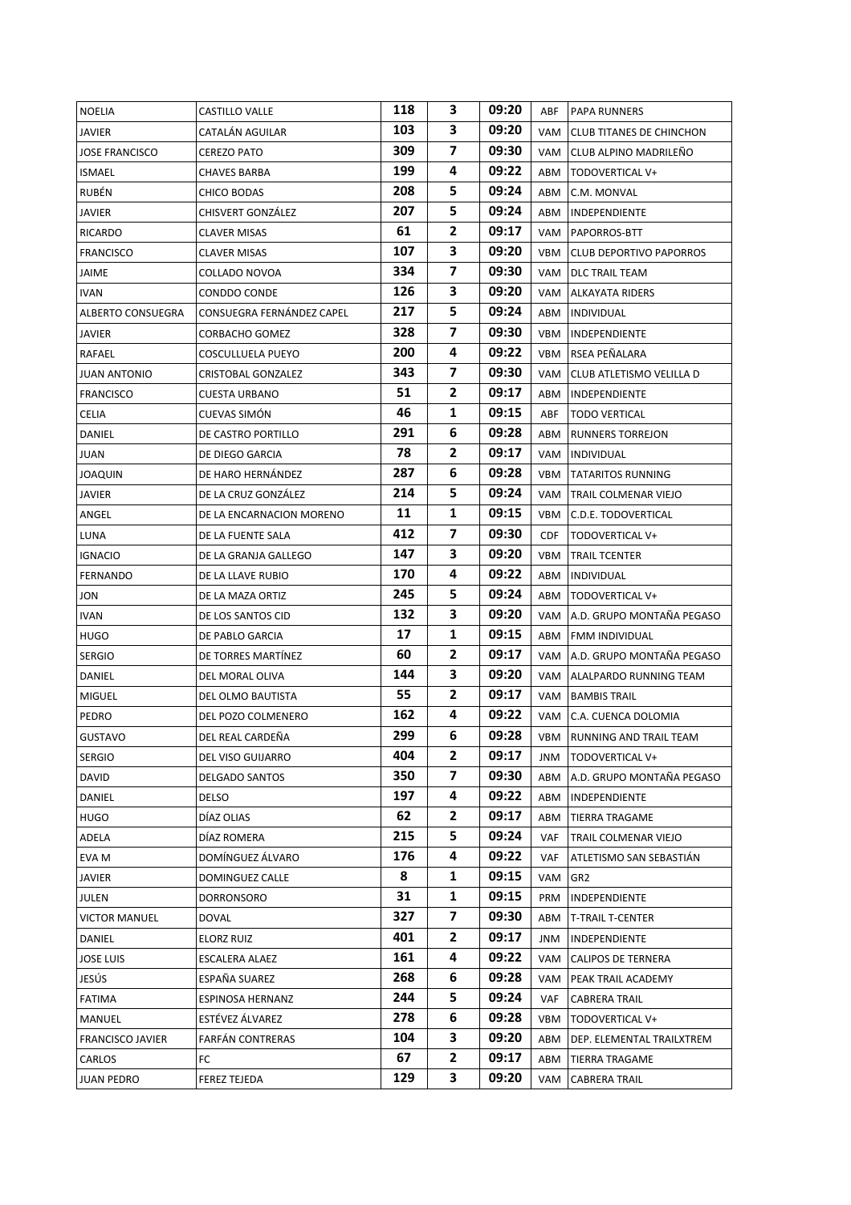| NOELIA | CASTILLO VALLE | 118 | 3 | 09:20 | ABF | PAPA RUNNERS |
|---|---|---|---|---|---|---|
| JAVIER | CATALÁN AGUILAR | 103 | 3 | 09:20 | VAM | CLUB TITANES DE CHINCHON |
| JOSE FRANCISCO | CEREZO PATO | 309 | 7 | 09:30 | VAM | CLUB ALPINO MADRILEÑO |
| ISMAEL | CHAVES BARBA | 199 | 4 | 09:22 | ABM | TODOVERTICAL V+ |
| RUBÉN | CHICO BODAS | 208 | 5 | 09:24 | ABM | C.M. MONVAL |
| JAVIER | CHISVERT GONZÁLEZ | 207 | 5 | 09:24 | ABM | INDEPENDIENTE |
| RICARDO | CLAVER MISAS | 61 | 2 | 09:17 | VAM | PAPORROS-BTT |
| FRANCISCO | CLAVER MISAS | 107 | 3 | 09:20 | VBM | CLUB DEPORTIVO PAPORROS |
| JAIME | COLLADO NOVOA | 334 | 7 | 09:30 | VAM | DLC TRAIL TEAM |
| IVAN | CONDDO CONDE | 126 | 3 | 09:20 | VAM | ALKAYATA RIDERS |
| ALBERTO CONSUEGRA | CONSUEGRA FERNÁNDEZ CAPEL | 217 | 5 | 09:24 | ABM | INDIVIDUAL |
| JAVIER | CORBACHO GOMEZ | 328 | 7 | 09:30 | VBM | INDEPENDIENTE |
| RAFAEL | COSCULLUELA PUEYO | 200 | 4 | 09:22 | VBM | RSEA PEÑALARA |
| JUAN ANTONIO | CRISTOBAL GONZALEZ | 343 | 7 | 09:30 | VAM | CLUB ATLETISMO VELILLA D |
| FRANCISCO | CUESTA URBANO | 51 | 2 | 09:17 | ABM | INDEPENDIENTE |
| CELIA | CUEVAS SIMÓN | 46 | 1 | 09:15 | ABF | TODO VERTICAL |
| DANIEL | DE CASTRO PORTILLO | 291 | 6 | 09:28 | ABM | RUNNERS TORREJON |
| JUAN | DE DIEGO GARCIA | 78 | 2 | 09:17 | VAM | INDIVIDUAL |
| JOAQUIN | DE HARO HERNÁNDEZ | 287 | 6 | 09:28 | VBM | TATARITOS RUNNING |
| JAVIER | DE LA CRUZ GONZÁLEZ | 214 | 5 | 09:24 | VAM | TRAIL COLMENAR VIEJO |
| ANGEL | DE LA ENCARNACION MORENO | 11 | 1 | 09:15 | VBM | C.D.E. TODOVERTICAL |
| LUNA | DE LA FUENTE SALA | 412 | 7 | 09:30 | CDF | TODOVERTICAL V+ |
| IGNACIO | DE LA GRANJA GALLEGO | 147 | 3 | 09:20 | VBM | TRAIL TCENTER |
| FERNANDO | DE LA LLAVE RUBIO | 170 | 4 | 09:22 | ABM | INDIVIDUAL |
| JON | DE LA MAZA ORTIZ | 245 | 5 | 09:24 | ABM | TODOVERTICAL V+ |
| IVAN | DE LOS SANTOS CID | 132 | 3 | 09:20 | VAM | A.D. GRUPO MONTAÑA PEGASO |
| HUGO | DE PABLO GARCIA | 17 | 1 | 09:15 | ABM | FMM INDIVIDUAL |
| SERGIO | DE TORRES MARTÍNEZ | 60 | 2 | 09:17 | VAM | A.D. GRUPO MONTAÑA PEGASO |
| DANIEL | DEL MORAL OLIVA | 144 | 3 | 09:20 | VAM | ALALPARDO RUNNING TEAM |
| MIGUEL | DEL OLMO BAUTISTA | 55 | 2 | 09:17 | VAM | BAMBIS TRAIL |
| PEDRO | DEL POZO COLMENERO | 162 | 4 | 09:22 | VAM | C.A. CUENCA DOLOMIA |
| GUSTAVO | DEL REAL CARDEÑA | 299 | 6 | 09:28 | VBM | RUNNING AND TRAIL TEAM |
| SERGIO | DEL VISO GUIJARRO | 404 | 2 | 09:17 | JNM | TODOVERTICAL V+ |
| DAVID | DELGADO SANTOS | 350 | 7 | 09:30 | ABM | A.D. GRUPO MONTAÑA PEGASO |
| DANIEL | DELSO | 197 | 4 | 09:22 | ABM | INDEPENDIENTE |
| HUGO | DÍAZ OLIAS | 62 | 2 | 09:17 | ABM | TIERRA TRAGAME |
| ADELA | DÍAZ ROMERA | 215 | 5 | 09:24 | VAF | TRAIL COLMENAR VIEJO |
| EVA M | DOMÍNGUEZ ÁLVARO | 176 | 4 | 09:22 | VAF | ATLETISMO SAN SEBASTIÁN |
| JAVIER | DOMINGUEZ CALLE | 8 | 1 | 09:15 | VAM | GR2 |
| JULEN | DORRONSORO | 31 | 1 | 09:15 | PRM | INDEPENDIENTE |
| VICTOR MANUEL | DOVAL | 327 | 7 | 09:30 | ABM | T-TRAIL T-CENTER |
| DANIEL | ELORZ RUIZ | 401 | 2 | 09:17 | JNM | INDEPENDIENTE |
| JOSE LUIS | ESCALERA ALAEZ | 161 | 4 | 09:22 | VAM | CALIPOS DE TERNERA |
| JESÚS | ESPAÑA SUAREZ | 268 | 6 | 09:28 | VAM | PEAK TRAIL ACADEMY |
| FATIMA | ESPINOSA HERNANZ | 244 | 5 | 09:24 | VAF | CABRERA TRAIL |
| MANUEL | ESTÉVEZ ÁLVAREZ | 278 | 6 | 09:28 | VBM | TODOVERTICAL V+ |
| FRANCISCO JAVIER | FARFÁN CONTRERAS | 104 | 3 | 09:20 | ABM | DEP. ELEMENTAL TRAILXTREM |
| CARLOS | FC | 67 | 2 | 09:17 | ABM | TIERRA TRAGAME |
| JUAN PEDRO | FEREZ TEJEDA | 129 | 3 | 09:20 | VAM | CABRERA TRAIL |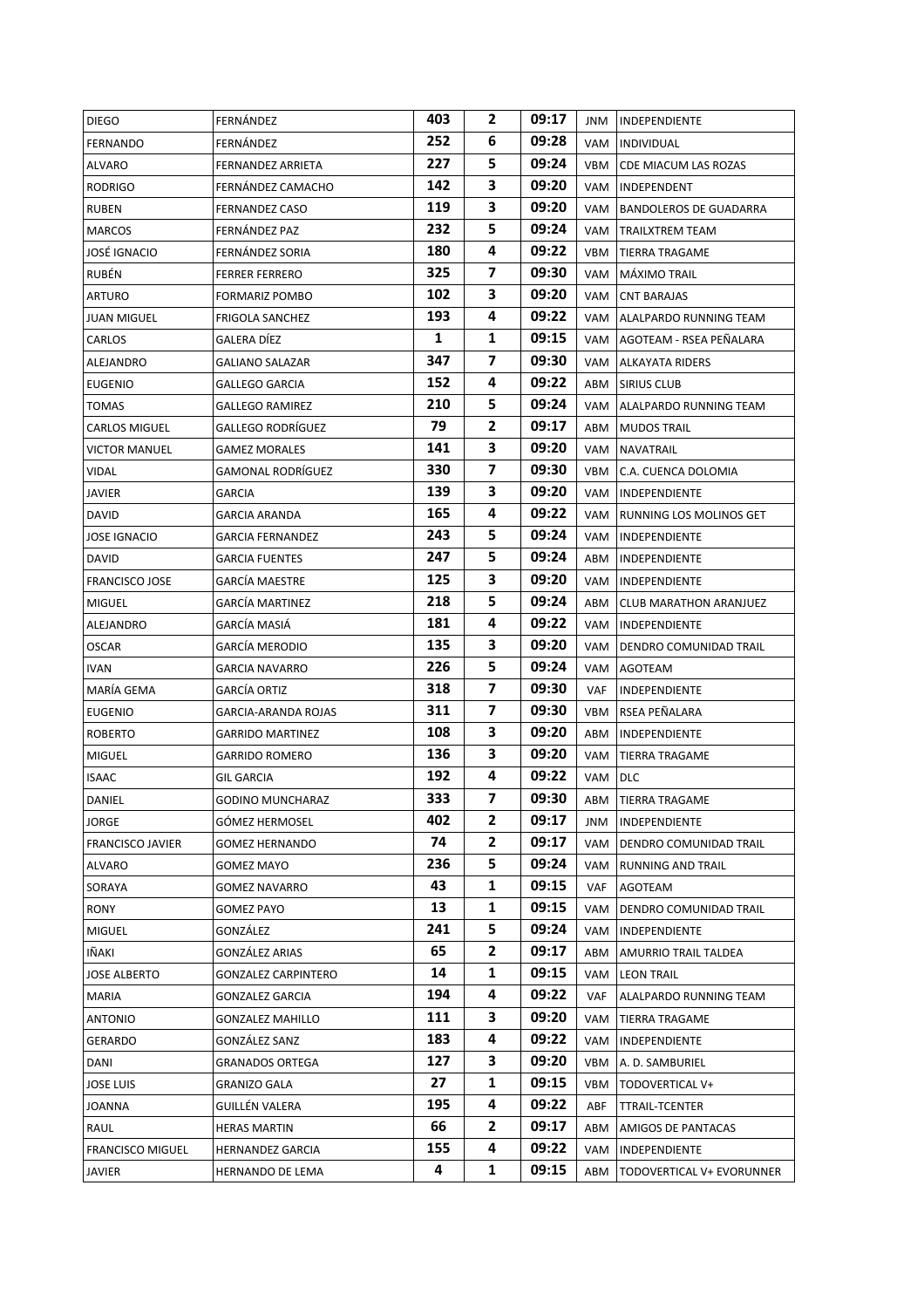| DIEGO | FERNÁNDEZ | 403 | 2 | 09:17 | JNM | INDEPENDIENTE |
|---|---|---|---|---|---|---|
| FERNANDO | FERNÁNDEZ | 252 | 6 | 09:28 | VAM | INDIVIDUAL |
| ALVARO | FERNANDEZ ARRIETA | 227 | 5 | 09:24 | VBM | CDE MIACUM LAS ROZAS |
| RODRIGO | FERNÁNDEZ CAMACHO | 142 | 3 | 09:20 | VAM | INDEPENDENT |
| RUBEN | FERNANDEZ CASO | 119 | 3 | 09:20 | VAM | BANDOLEROS DE GUADARRA |
| MARCOS | FERNÁNDEZ PAZ | 232 | 5 | 09:24 | VAM | TRAILXTREM TEAM |
| JOSÉ IGNACIO | FERNÁNDEZ SORIA | 180 | 4 | 09:22 | VBM | TIERRA TRAGAME |
| RUBÉN | FERRER FERRERO | 325 | 7 | 09:30 | VAM | MÁXIMO TRAIL |
| ARTURO | FORMARIZ POMBO | 102 | 3 | 09:20 | VAM | CNT BARAJAS |
| JUAN MIGUEL | FRIGOLA SANCHEZ | 193 | 4 | 09:22 | VAM | ALALPARDO RUNNING TEAM |
| CARLOS | GALERA DÍEZ | 1 | 1 | 09:15 | VAM | AGOTEAM - RSEA PEÑALARA |
| ALEJANDRO | GALIANO SALAZAR | 347 | 7 | 09:30 | VAM | ALKAYATA RIDERS |
| EUGENIO | GALLEGO GARCIA | 152 | 4 | 09:22 | ABM | SIRIUS CLUB |
| TOMAS | GALLEGO RAMIREZ | 210 | 5 | 09:24 | VAM | ALALPARDO RUNNING TEAM |
| CARLOS MIGUEL | GALLEGO RODRÍGUEZ | 79 | 2 | 09:17 | ABM | MUDOS TRAIL |
| VICTOR MANUEL | GAMEZ MORALES | 141 | 3 | 09:20 | VAM | NAVATRAIL |
| VIDAL | GAMONAL RODRÍGUEZ | 330 | 7 | 09:30 | VBM | C.A. CUENCA DOLOMIA |
| JAVIER | GARCIA | 139 | 3 | 09:20 | VAM | INDEPENDIENTE |
| DAVID | GARCIA ARANDA | 165 | 4 | 09:22 | VAM | RUNNING LOS MOLINOS GET |
| JOSE IGNACIO | GARCIA FERNANDEZ | 243 | 5 | 09:24 | VAM | INDEPENDIENTE |
| DAVID | GARCIA FUENTES | 247 | 5 | 09:24 | ABM | INDEPENDIENTE |
| FRANCISCO JOSE | GARCÍA MAESTRE | 125 | 3 | 09:20 | VAM | INDEPENDIENTE |
| MIGUEL | GARCÍA MARTINEZ | 218 | 5 | 09:24 | ABM | CLUB MARATHON ARANJUEZ |
| ALEJANDRO | GARCÍA MASIÁ | 181 | 4 | 09:22 | VAM | INDEPENDIENTE |
| OSCAR | GARCÍA MERODIO | 135 | 3 | 09:20 | VAM | DENDRO COMUNIDAD TRAIL |
| IVAN | GARCIA NAVARRO | 226 | 5 | 09:24 | VAM | AGOTEAM |
| MARÍA GEMA | GARCÍA ORTIZ | 318 | 7 | 09:30 | VAF | INDEPENDIENTE |
| EUGENIO | GARCIA-ARANDA ROJAS | 311 | 7 | 09:30 | VBM | RSEA PEÑALARA |
| ROBERTO | GARRIDO MARTINEZ | 108 | 3 | 09:20 | ABM | INDEPENDIENTE |
| MIGUEL | GARRIDO ROMERO | 136 | 3 | 09:20 | VAM | TIERRA TRAGAME |
| ISAAC | GIL GARCIA | 192 | 4 | 09:22 | VAM | DLC |
| DANIEL | GODINO MUNCHARAZ | 333 | 7 | 09:30 | ABM | TIERRA TRAGAME |
| JORGE | GÓMEZ HERMOSEL | 402 | 2 | 09:17 | JNM | INDEPENDIENTE |
| FRANCISCO JAVIER | GOMEZ HERNANDO | 74 | 2 | 09:17 | VAM | DENDRO COMUNIDAD TRAIL |
| ALVARO | GOMEZ MAYO | 236 | 5 | 09:24 | VAM | RUNNING AND TRAIL |
| SORAYA | GOMEZ NAVARRO | 43 | 1 | 09:15 | VAF | AGOTEAM |
| RONY | GOMEZ PAYO | 13 | 1 | 09:15 | VAM | DENDRO COMUNIDAD TRAIL |
| MIGUEL | GONZÁLEZ | 241 | 5 | 09:24 | VAM | INDEPENDIENTE |
| IÑAKI | GONZÁLEZ ARIAS | 65 | 2 | 09:17 | ABM | AMURRIO TRAIL TALDEA |
| JOSE ALBERTO | GONZALEZ CARPINTERO | 14 | 1 | 09:15 | VAM | LEON TRAIL |
| MARIA | GONZALEZ GARCIA | 194 | 4 | 09:22 | VAF | ALALPARDO RUNNING TEAM |
| ANTONIO | GONZALEZ MAHILLO | 111 | 3 | 09:20 | VAM | TIERRA TRAGAME |
| GERARDO | GONZÁLEZ SANZ | 183 | 4 | 09:22 | VAM | INDEPENDIENTE |
| DANI | GRANADOS ORTEGA | 127 | 3 | 09:20 | VBM | A. D. SAMBURIEL |
| JOSE LUIS | GRANIZO GALA | 27 | 1 | 09:15 | VBM | TODOVERTICAL V+ |
| JOANNA | GUILLÉN VALERA | 195 | 4 | 09:22 | ABF | TTRAIL-TCENTER |
| RAUL | HERAS MARTIN | 66 | 2 | 09:17 | ABM | AMIGOS DE PANTACAS |
| FRANCISCO MIGUEL | HERNANDEZ GARCIA | 155 | 4 | 09:22 | VAM | INDEPENDIENTE |
| JAVIER | HERNANDO DE LEMA | 4 | 1 | 09:15 | ABM | TODOVERTICAL V+ EVORUNNER |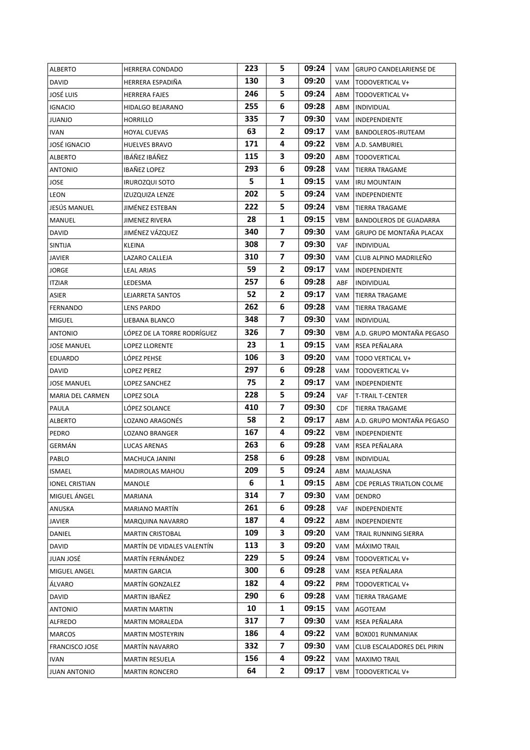| ALBERTO | HERRERA CONDADO | 223 | 5 | 09:24 | VAM | GRUPO CANDELARIENSE DE |
|---|---|---|---|---|---|---|
| DAVID | HERRERA ESPADIÑA | 130 | 3 | 09:20 | VAM | TODOVERTICAL V+ |
| JOSÉ LUIS | HERRERA FAJES | 246 | 5 | 09:24 | ABM | TODOVERTICAL V+ |
| IGNACIO | HIDALGO BEJARANO | 255 | 6 | 09:28 | ABM | INDIVIDUAL |
| JUANJO | HORRILLO | 335 | 7 | 09:30 | VAM | INDEPENDIENTE |
| IVAN | HOYAL CUEVAS | 63 | 2 | 09:17 | VAM | BANDOLEROS-IRUTEAM |
| JOSÉ IGNACIO | HUELVES BRAVO | 171 | 4 | 09:22 | VBM | A.D. SAMBURIEL |
| ALBERTO | IBÁÑEZ IBÁÑEZ | 115 | 3 | 09:20 | ABM | TODOVERTICAL |
| ANTONIO | IBAÑEZ LOPEZ | 293 | 6 | 09:28 | VAM | TIERRA TRAGAME |
| JOSE | IRUROZQUI SOTO | 5 | 1 | 09:15 | VAM | IRU MOUNTAIN |
| LEON | IZUZQUIZA LENZE | 202 | 5 | 09:24 | VAM | INDEPENDIENTE |
| JESÚS MANUEL | JIMÉNEZ ESTEBAN | 222 | 5 | 09:24 | VBM | TIERRA TRAGAME |
| MANUEL | JIMENEZ RIVERA | 28 | 1 | 09:15 | VBM | BANDOLEROS DE GUADARRA |
| DAVID | JIMÉNEZ VÁZQUEZ | 340 | 7 | 09:30 | VAM | GRUPO DE MONTAÑA PLACAX |
| SINTIJA | KLEINA | 308 | 7 | 09:30 | VAF | INDIVIDUAL |
| JAVIER | LAZARO CALLEJA | 310 | 7 | 09:30 | VAM | CLUB ALPINO MADRILEÑO |
| JORGE | LEAL ARIAS | 59 | 2 | 09:17 | VAM | INDEPENDIENTE |
| ITZIAR | LEDESMA | 257 | 6 | 09:28 | ABF | INDIVIDUAL |
| ASIER | LEJARRETA SANTOS | 52 | 2 | 09:17 | VAM | TIERRA TRAGAME |
| FERNANDO | LENS PARDO | 262 | 6 | 09:28 | VAM | TIERRA TRAGAME |
| MIGUEL | LIEBANA BLANCO | 348 | 7 | 09:30 | VAM | INDIVIDUAL |
| ANTONIO | LÓPEZ DE LA TORRE RODRÍGUEZ | 326 | 7 | 09:30 | VBM | A.D. GRUPO MONTAÑA PEGASO |
| JOSE MANUEL | LOPEZ LLORENTE | 23 | 1 | 09:15 | VAM | RSEA PEÑALARA |
| EDUARDO | LÓPEZ PEHSE | 106 | 3 | 09:20 | VAM | TODO VERTICAL V+ |
| DAVID | LOPEZ PEREZ | 297 | 6 | 09:28 | VAM | TODOVERTICAL V+ |
| JOSE MANUEL | LOPEZ SANCHEZ | 75 | 2 | 09:17 | VAM | INDEPENDIENTE |
| MARIA DEL CARMEN | LOPEZ SOLA | 228 | 5 | 09:24 | VAF | T-TRAIL T-CENTER |
| PAULA | LÓPEZ SOLANCE | 410 | 7 | 09:30 | CDF | TIERRA TRAGAME |
| ALBERTO | LOZANO ARAGONÉS | 58 | 2 | 09:17 | ABM | A.D. GRUPO MONTAÑA PEGASO |
| PEDRO | LOZANO BRANGER | 167 | 4 | 09:22 | VBM | INDEPENDIENTE |
| GERMÁN | LUCAS ARENAS | 263 | 6 | 09:28 | VAM | RSEA PEÑALARA |
| PABLO | MACHUCA JANINI | 258 | 6 | 09:28 | VBM | INDIVIDUAL |
| ISMAEL | MADIROLAS MAHOU | 209 | 5 | 09:24 | ABM | MAJALASNA |
| IONEL CRISTIAN | MANOLE | 6 | 1 | 09:15 | ABM | CDE PERLAS TRIATLON COLME |
| MIGUEL ÁNGEL | MARIANA | 314 | 7 | 09:30 | VAM | DENDRO |
| ANUSKA | MARIANO MARTÍN | 261 | 6 | 09:28 | VAF | INDEPENDIENTE |
| JAVIER | MARQUINA NAVARRO | 187 | 4 | 09:22 | ABM | INDEPENDIENTE |
| DANIEL | MARTIN CRISTOBAL | 109 | 3 | 09:20 | VAM | TRAIL RUNNING SIERRA |
| DAVID | MARTÍN DE VIDALES VALENTÍN | 113 | 3 | 09:20 | VAM | MÁXIMO TRAIL |
| JUAN JOSÉ | MARTÍN FERNÁNDEZ | 229 | 5 | 09:24 | VBM | TODOVERTICAL V+ |
| MIGUEL ANGEL | MARTIN GARCIA | 300 | 6 | 09:28 | VAM | RSEA PEÑALARA |
| ÁLVARO | MARTÍN GONZALEZ | 182 | 4 | 09:22 | PRM | TODOVERTICAL V+ |
| DAVID | MARTIN IBAÑEZ | 290 | 6 | 09:28 | VAM | TIERRA TRAGAME |
| ANTONIO | MARTIN MARTIN | 10 | 1 | 09:15 | VAM | AGOTEAM |
| ALFREDO | MARTIN MORALEDA | 317 | 7 | 09:30 | VAM | RSEA PEÑALARA |
| MARCOS | MARTIN MOSTEYRIN | 186 | 4 | 09:22 | VAM | BOX001 RUNMANIAK |
| FRANCISCO JOSE | MARTÍN NAVARRO | 332 | 7 | 09:30 | VAM | CLUB ESCALADORES DEL PIRIN |
| IVAN | MARTIN RESUELA | 156 | 4 | 09:22 | VAM | MAXIMO TRAIL |
| JUAN ANTONIO | MARTIN RONCERO | 64 | 2 | 09:17 | VBM | TODOVERTICAL V+ |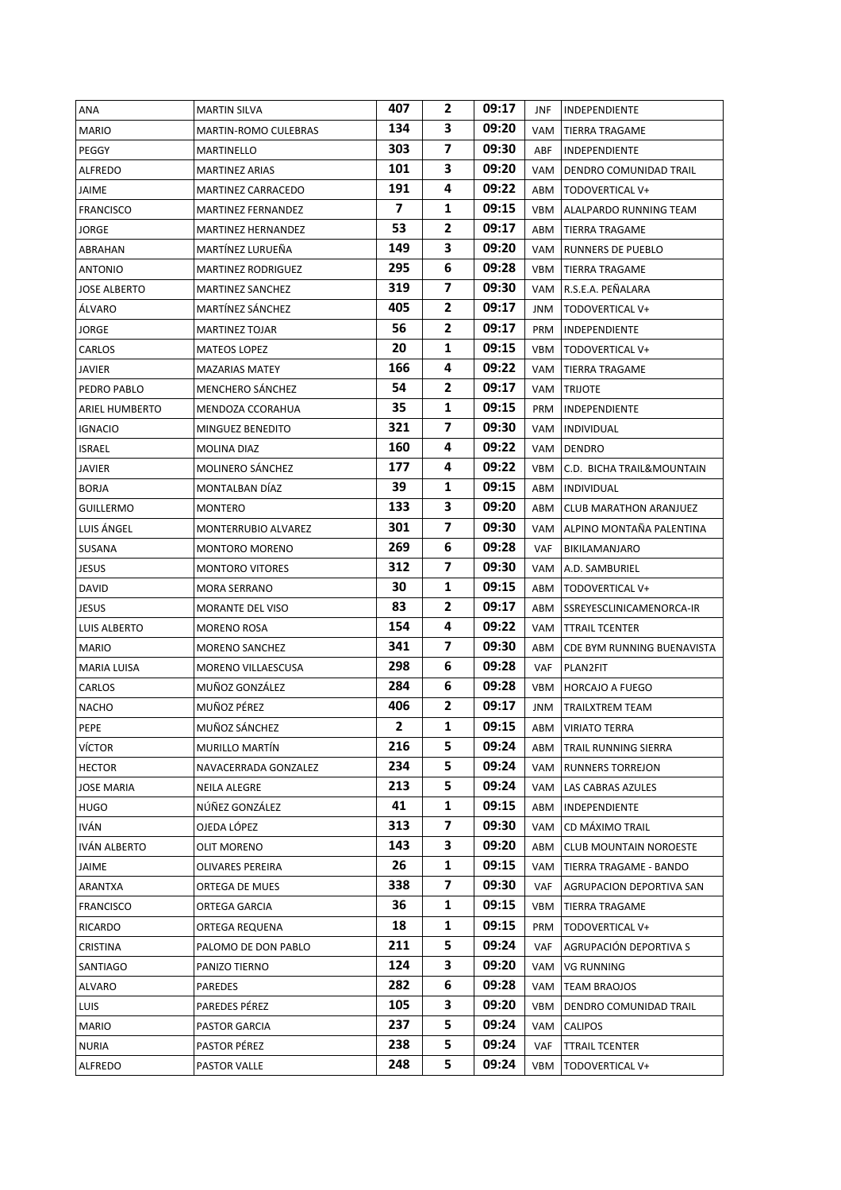| ANA | MARTIN SILVA | 407 | 2 | 09:17 | JNF | INDEPENDIENTE |
|---|---|---|---|---|---|---|
| MARIO | MARTIN-ROMO CULEBRAS | 134 | 3 | 09:20 | VAM | TIERRA TRAGAME |
| PEGGY | MARTINELLO | 303 | 7 | 09:30 | ABF | INDEPENDIENTE |
| ALFREDO | MARTINEZ ARIAS | 101 | 3 | 09:20 | VAM | DENDRO COMUNIDAD TRAIL |
| JAIME | MARTINEZ CARRACEDO | 191 | 4 | 09:22 | ABM | TODOVERTICAL V+ |
| FRANCISCO | MARTINEZ FERNANDEZ | 7 | 1 | 09:15 | VBM | ALALPARDO RUNNING TEAM |
| JORGE | MARTINEZ HERNANDEZ | 53 | 2 | 09:17 | ABM | TIERRA TRAGAME |
| ABRAHAN | MARTÍNEZ LURUEÑA | 149 | 3 | 09:20 | VAM | RUNNERS DE PUEBLO |
| ANTONIO | MARTINEZ RODRIGUEZ | 295 | 6 | 09:28 | VBM | TIERRA TRAGAME |
| JOSE ALBERTO | MARTINEZ SANCHEZ | 319 | 7 | 09:30 | VAM | R.S.E.A. PEÑALARA |
| ÁLVARO | MARTÍNEZ SÁNCHEZ | 405 | 2 | 09:17 | JNM | TODOVERTICAL V+ |
| JORGE | MARTINEZ TOJAR | 56 | 2 | 09:17 | PRM | INDEPENDIENTE |
| CARLOS | MATEOS LOPEZ | 20 | 1 | 09:15 | VBM | TODOVERTICAL V+ |
| JAVIER | MAZARIAS MATEY | 166 | 4 | 09:22 | VAM | TIERRA TRAGAME |
| PEDRO PABLO | MENCHERO SÁNCHEZ | 54 | 2 | 09:17 | VAM | TRIJOTE |
| ARIEL HUMBERTO | MENDOZA CCORAHUA | 35 | 1 | 09:15 | PRM | INDEPENDIENTE |
| IGNACIO | MINGUEZ BENEDITO | 321 | 7 | 09:30 | VAM | INDIVIDUAL |
| ISRAEL | MOLINA DIAZ | 160 | 4 | 09:22 | VAM | DENDRO |
| JAVIER | MOLINERO SÁNCHEZ | 177 | 4 | 09:22 | VBM | C.D. BICHA TRAIL&MOUNTAIN |
| BORJA | MONTALBAN DÍAZ | 39 | 1 | 09:15 | ABM | INDIVIDUAL |
| GUILLERMO | MONTERO | 133 | 3 | 09:20 | ABM | CLUB MARATHON ARANJUEZ |
| LUIS ÁNGEL | MONTERRUBIO ALVAREZ | 301 | 7 | 09:30 | VAM | ALPINO MONTAÑA PALENTINA |
| SUSANA | MONTORO MORENO | 269 | 6 | 09:28 | VAF | BIKILAMANJARO |
| JESUS | MONTORO VITORES | 312 | 7 | 09:30 | VAM | A.D. SAMBURIEL |
| DAVID | MORA SERRANO | 30 | 1 | 09:15 | ABM | TODOVERTICAL V+ |
| JESUS | MORANTE DEL VISO | 83 | 2 | 09:17 | ABM | SSREYESCLINICAMENORCA-IR |
| LUIS ALBERTO | MORENO ROSA | 154 | 4 | 09:22 | VAM | TTRAIL TCENTER |
| MARIO | MORENO SANCHEZ | 341 | 7 | 09:30 | ABM | CDE BYM RUNNING BUENAVISTA |
| MARIA LUISA | MORENO VILLAESCUSA | 298 | 6 | 09:28 | VAF | PLAN2FIT |
| CARLOS | MUÑOZ GONZÁLEZ | 284 | 6 | 09:28 | VBM | HORCAJO A FUEGO |
| NACHO | MUÑOZ PÉREZ | 406 | 2 | 09:17 | JNM | TRAILXTREM TEAM |
| PEPE | MUÑOZ SÁNCHEZ | 2 | 1 | 09:15 | ABM | VIRIATO TERRA |
| VÍCTOR | MURILLO MARTÍN | 216 | 5 | 09:24 | ABM | TRAIL RUNNING SIERRA |
| HECTOR | NAVACERRADA GONZALEZ | 234 | 5 | 09:24 | VAM | RUNNERS TORREJON |
| JOSE MARIA | NEILA ALEGRE | 213 | 5 | 09:24 | VAM | LAS CABRAS AZULES |
| HUGO | NÚÑEZ GONZÁLEZ | 41 | 1 | 09:15 | ABM | INDEPENDIENTE |
| IVÁN | OJEDA LÓPEZ | 313 | 7 | 09:30 | VAM | CD MÁXIMO TRAIL |
| IVÁN ALBERTO | OLIT MORENO | 143 | 3 | 09:20 | ABM | CLUB MOUNTAIN NOROESTE |
| JAIME | OLIVARES PEREIRA | 26 | 1 | 09:15 | VAM | TIERRA TRAGAME - BANDO |
| ARANTXA | ORTEGA DE MUES | 338 | 7 | 09:30 | VAF | AGRUPACION DEPORTIVA SAN |
| FRANCISCO | ORTEGA GARCIA | 36 | 1 | 09:15 | VBM | TIERRA TRAGAME |
| RICARDO | ORTEGA REQUENA | 18 | 1 | 09:15 | PRM | TODOVERTICAL V+ |
| CRISTINA | PALOMO DE DON PABLO | 211 | 5 | 09:24 | VAF | AGRUPACIÓN DEPORTIVA S |
| SANTIAGO | PANIZO TIERNO | 124 | 3 | 09:20 | VAM | VG RUNNING |
| ALVARO | PAREDES | 282 | 6 | 09:28 | VAM | TEAM BRAOJOS |
| LUIS | PAREDES PÉREZ | 105 | 3 | 09:20 | VBM | DENDRO COMUNIDAD TRAIL |
| MARIO | PASTOR GARCIA | 237 | 5 | 09:24 | VAM | CALIPOS |
| NURIA | PASTOR PÉREZ | 238 | 5 | 09:24 | VAF | TTRAIL TCENTER |
| ALFREDO | PASTOR VALLE | 248 | 5 | 09:24 | VBM | TODOVERTICAL V+ |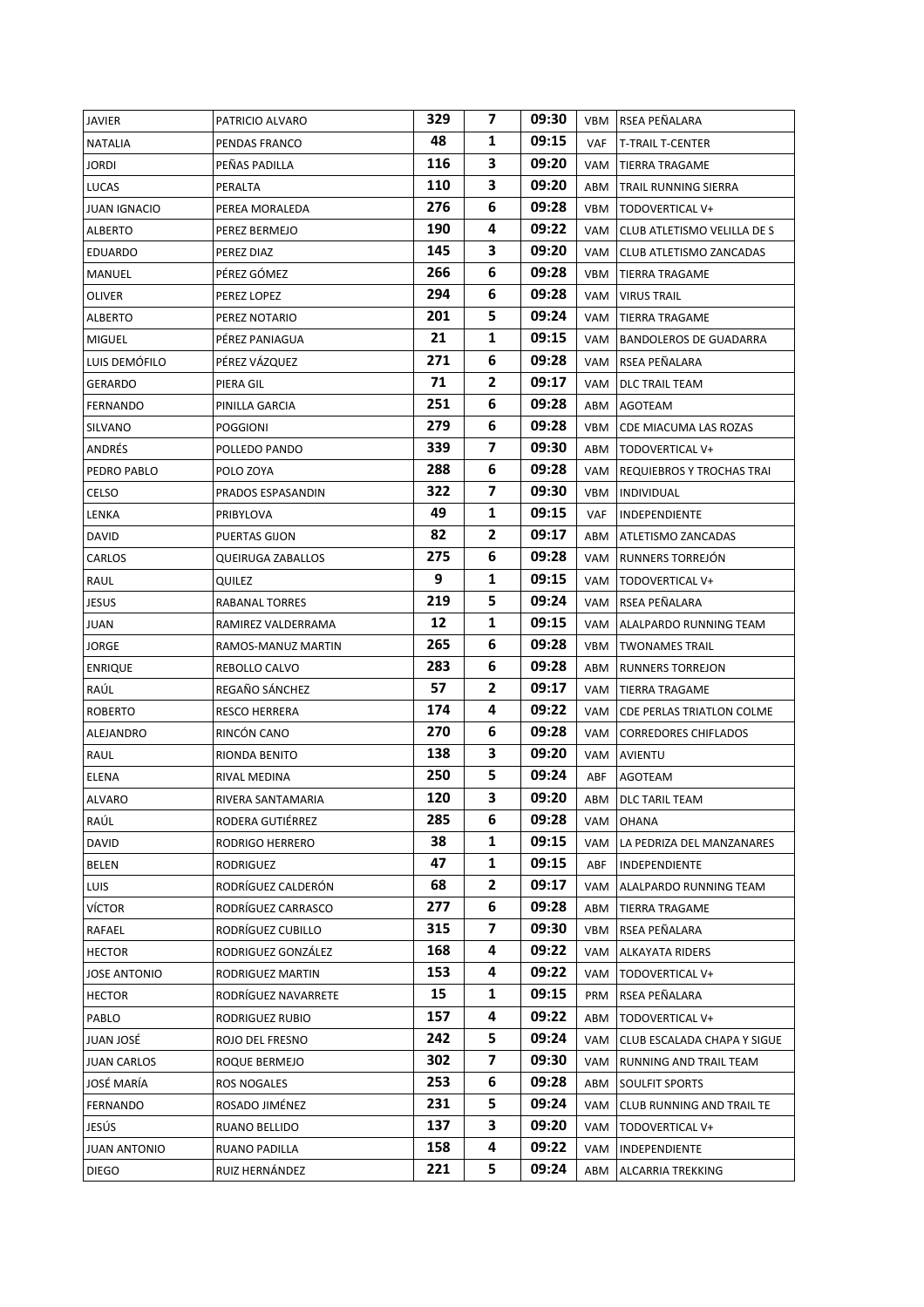| | | | | | | |
|---|---|---|---|---|---|---|
| JAVIER | PATRICIO ALVARO | 329 | 7 | 09:30 | VBM | RSEA PEÑALARA |
| NATALIA | PENDAS FRANCO | 48 | 1 | 09:15 | VAF | T-TRAIL T-CENTER |
| JORDI | PEÑAS PADILLA | 116 | 3 | 09:20 | VAM | TIERRA TRAGAME |
| LUCAS | PERALTA | 110 | 3 | 09:20 | ABM | TRAIL RUNNING SIERRA |
| JUAN IGNACIO | PEREA MORALEDA | 276 | 6 | 09:28 | VBM | TODOVERTICAL V+ |
| ALBERTO | PEREZ BERMEJO | 190 | 4 | 09:22 | VAM | CLUB ATLETISMO VELILLA DE S |
| EDUARDO | PEREZ DIAZ | 145 | 3 | 09:20 | VAM | CLUB ATLETISMO ZANCADAS |
| MANUEL | PÉREZ GÓMEZ | 266 | 6 | 09:28 | VBM | TIERRA TRAGAME |
| OLIVER | PEREZ LOPEZ | 294 | 6 | 09:28 | VAM | VIRUS TRAIL |
| ALBERTO | PEREZ NOTARIO | 201 | 5 | 09:24 | VAM | TIERRA TRAGAME |
| MIGUEL | PÉREZ PANIAGUA | 21 | 1 | 09:15 | VAM | BANDOLEROS DE GUADARRA |
| LUIS DEMÓFILO | PÉREZ VÁZQUEZ | 271 | 6 | 09:28 | VAM | RSEA PEÑALARA |
| GERARDO | PIERA GIL | 71 | 2 | 09:17 | VAM | DLC TRAIL TEAM |
| FERNANDO | PINILLA GARCIA | 251 | 6 | 09:28 | ABM | AGOTEAM |
| SILVANO | POGGIONI | 279 | 6 | 09:28 | VBM | CDE MIACUMA LAS ROZAS |
| ANDRÉS | POLLEDO PANDO | 339 | 7 | 09:30 | ABM | TODOVERTICAL V+ |
| PEDRO PABLO | POLO ZOYA | 288 | 6 | 09:28 | VAM | REQUIEBROS Y TROCHAS TRAI |
| CELSO | PRADOS ESPASANDIN | 322 | 7 | 09:30 | VBM | INDIVIDUAL |
| LENKA | PRIBYLOVA | 49 | 1 | 09:15 | VAF | INDEPENDIENTE |
| DAVID | PUERTAS GIJON | 82 | 2 | 09:17 | ABM | ATLETISMO ZANCADAS |
| CARLOS | QUEIRUGA ZABALLOS | 275 | 6 | 09:28 | VAM | RUNNERS TORREJÓN |
| RAUL | QUILEZ | 9 | 1 | 09:15 | VAM | TODOVERTICAL V+ |
| JESUS | RABANAL TORRES | 219 | 5 | 09:24 | VAM | RSEA PEÑALARA |
| JUAN | RAMIREZ VALDERRAMA | 12 | 1 | 09:15 | VAM | ALALPARDO RUNNING TEAM |
| JORGE | RAMOS-MANUZ MARTIN | 265 | 6 | 09:28 | VBM | TWONAMES TRAIL |
| ENRIQUE | REBOLLO CALVO | 283 | 6 | 09:28 | ABM | RUNNERS TORREJON |
| RAÚL | REGAÑO SÁNCHEZ | 57 | 2 | 09:17 | VAM | TIERRA TRAGAME |
| ROBERTO | RESCO HERRERA | 174 | 4 | 09:22 | VAM | CDE PERLAS TRIATLON COLME |
| ALEJANDRO | RINCÓN CANO | 270 | 6 | 09:28 | VAM | CORREDORES CHIFLADOS |
| RAUL | RIONDA BENITO | 138 | 3 | 09:20 | VAM | AVIENTU |
| ELENA | RIVAL MEDINA | 250 | 5 | 09:24 | ABF | AGOTEAM |
| ALVARO | RIVERA SANTAMARIA | 120 | 3 | 09:20 | ABM | DLC TARIL TEAM |
| RAÚL | RODERA GUTIÉRREZ | 285 | 6 | 09:28 | VAM | OHANA |
| DAVID | RODRIGO HERRERO | 38 | 1 | 09:15 | VAM | LA PEDRIZA DEL MANZANARES |
| BELEN | RODRIGUEZ | 47 | 1 | 09:15 | ABF | INDEPENDIENTE |
| LUIS | RODRÍGUEZ CALDERÓN | 68 | 2 | 09:17 | VAM | ALALPARDO RUNNING TEAM |
| VÍCTOR | RODRÍGUEZ CARRASCO | 277 | 6 | 09:28 | ABM | TIERRA TRAGAME |
| RAFAEL | RODRÍGUEZ CUBILLO | 315 | 7 | 09:30 | VBM | RSEA PEÑALARA |
| HECTOR | RODRIGUEZ GONZÁLEZ | 168 | 4 | 09:22 | VAM | ALKAYATA RIDERS |
| JOSE ANTONIO | RODRIGUEZ MARTIN | 153 | 4 | 09:22 | VAM | TODOVERTICAL V+ |
| HECTOR | RODRÍGUEZ NAVARRETE | 15 | 1 | 09:15 | PRM | RSEA PEÑALARA |
| PABLO | RODRIGUEZ RUBIO | 157 | 4 | 09:22 | ABM | TODOVERTICAL V+ |
| JUAN JOSÉ | ROJO DEL FRESNO | 242 | 5 | 09:24 | VAM | CLUB ESCALADA CHAPA Y SIGUE |
| JUAN CARLOS | ROQUE BERMEJO | 302 | 7 | 09:30 | VAM | RUNNING AND TRAIL TEAM |
| JOSÉ MARÍA | ROS NOGALES | 253 | 6 | 09:28 | ABM | SOULFIT SPORTS |
| FERNANDO | ROSADO JIMÉNEZ | 231 | 5 | 09:24 | VAM | CLUB RUNNING AND TRAIL TE |
| JESÚS | RUANO BELLIDO | 137 | 3 | 09:20 | VAM | TODOVERTICAL V+ |
| JUAN ANTONIO | RUANO PADILLA | 158 | 4 | 09:22 | VAM | INDEPENDIENTE |
| DIEGO | RUIZ HERNÁNDEZ | 221 | 5 | 09:24 | ABM | ALCARRIA TREKKING |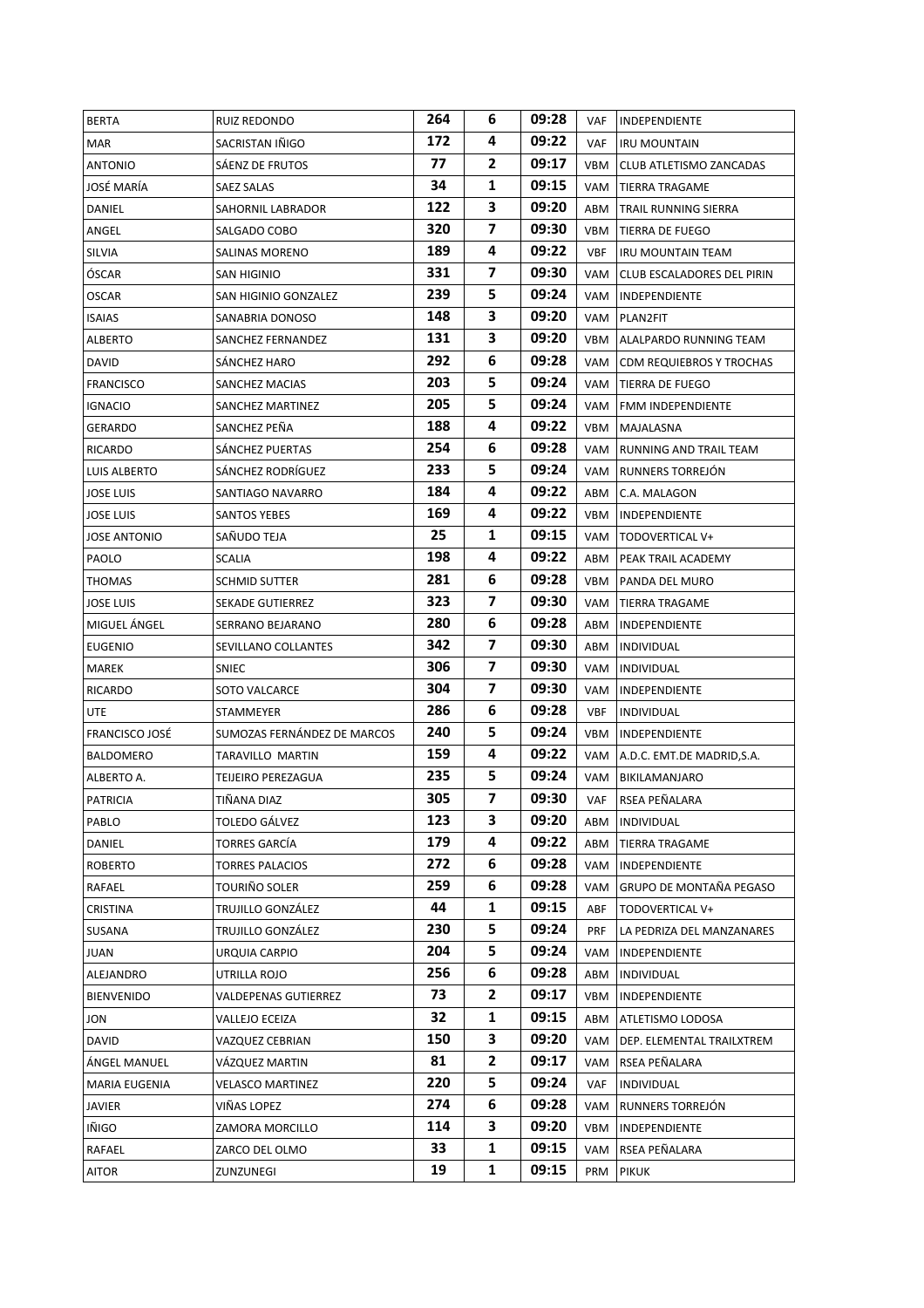| | | | | | | |
|---|---|---|---|---|---|---|
| BERTA | RUIZ REDONDO | 264 | 6 | 09:28 | VAF | INDEPENDIENTE |
| MAR | SACRISTAN IÑIGO | 172 | 4 | 09:22 | VAF | IRU MOUNTAIN |
| ANTONIO | SÁENZ DE FRUTOS | 77 | 2 | 09:17 | VBM | CLUB ATLETISMO ZANCADAS |
| JOSÉ MARÍA | SAEZ SALAS | 34 | 1 | 09:15 | VAM | TIERRA TRAGAME |
| DANIEL | SAHORNIL LABRADOR | 122 | 3 | 09:20 | ABM | TRAIL RUNNING SIERRA |
| ANGEL | SALGADO COBO | 320 | 7 | 09:30 | VBM | TIERRA DE FUEGO |
| SILVIA | SALINAS MORENO | 189 | 4 | 09:22 | VBF | IRU MOUNTAIN TEAM |
| ÓSCAR | SAN HIGINIO | 331 | 7 | 09:30 | VAM | CLUB ESCALADORES DEL PIRIN |
| OSCAR | SAN HIGINIO GONZALEZ | 239 | 5 | 09:24 | VAM | INDEPENDIENTE |
| ISAIAS | SANABRIA DONOSO | 148 | 3 | 09:20 | VAM | PLAN2FIT |
| ALBERTO | SANCHEZ FERNANDEZ | 131 | 3 | 09:20 | VBM | ALALPARDO RUNNING TEAM |
| DAVID | SÁNCHEZ HARO | 292 | 6 | 09:28 | VAM | CDM REQUIEBROS Y TROCHAS |
| FRANCISCO | SANCHEZ MACIAS | 203 | 5 | 09:24 | VAM | TIERRA DE FUEGO |
| IGNACIO | SANCHEZ MARTINEZ | 205 | 5 | 09:24 | VAM | FMM INDEPENDIENTE |
| GERARDO | SANCHEZ PEÑA | 188 | 4 | 09:22 | VBM | MAJALASNA |
| RICARDO | SÁNCHEZ PUERTAS | 254 | 6 | 09:28 | VAM | RUNNING AND TRAIL TEAM |
| LUIS ALBERTO | SÁNCHEZ RODRÍGUEZ | 233 | 5 | 09:24 | VAM | RUNNERS TORREJÓN |
| JOSE LUIS | SANTIAGO NAVARRO | 184 | 4 | 09:22 | ABM | C.A. MALAGON |
| JOSE LUIS | SANTOS YEBES | 169 | 4 | 09:22 | VBM | INDEPENDIENTE |
| JOSE ANTONIO | SAÑUDO TEJA | 25 | 1 | 09:15 | VAM | TODOVERTICAL V+ |
| PAOLO | SCALIA | 198 | 4 | 09:22 | ABM | PEAK TRAIL ACADEMY |
| THOMAS | SCHMID SUTTER | 281 | 6 | 09:28 | VBM | PANDA DEL MURO |
| JOSE LUIS | SEKADE GUTIERREZ | 323 | 7 | 09:30 | VAM | TIERRA TRAGAME |
| MIGUEL ÁNGEL | SERRANO BEJARANO | 280 | 6 | 09:28 | ABM | INDEPENDIENTE |
| EUGENIO | SEVILLANO COLLANTES | 342 | 7 | 09:30 | ABM | INDIVIDUAL |
| MAREK | SNIEC | 306 | 7 | 09:30 | VAM | INDIVIDUAL |
| RICARDO | SOTO VALCARCE | 304 | 7 | 09:30 | VAM | INDEPENDIENTE |
| UTE | STAMMEYER | 286 | 6 | 09:28 | VBF | INDIVIDUAL |
| FRANCISCO JOSÉ | SUMOZAS FERNÁNDEZ DE MARCOS | 240 | 5 | 09:24 | VBM | INDEPENDIENTE |
| BALDOMERO | TARAVILLO MARTIN | 159 | 4 | 09:22 | VAM | A.D.C. EMT.DE MADRID,S.A. |
| ALBERTO A. | TEIJEIRO PEREZAGUA | 235 | 5 | 09:24 | VAM | BIKILAMANJARO |
| PATRICIA | TIÑANA DIAZ | 305 | 7 | 09:30 | VAF | RSEA PEÑALARA |
| PABLO | TOLEDO GÁLVEZ | 123 | 3 | 09:20 | ABM | INDIVIDUAL |
| DANIEL | TORRES GARCÍA | 179 | 4 | 09:22 | ABM | TIERRA TRAGAME |
| ROBERTO | TORRES PALACIOS | 272 | 6 | 09:28 | VAM | INDEPENDIENTE |
| RAFAEL | TOURIÑO SOLER | 259 | 6 | 09:28 | VAM | GRUPO DE MONTAÑA PEGASO |
| CRISTINA | TRUJILLO GONZÁLEZ | 44 | 1 | 09:15 | ABF | TODOVERTICAL V+ |
| SUSANA | TRUJILLO GONZÁLEZ | 230 | 5 | 09:24 | PRF | LA PEDRIZA DEL MANZANARES |
| JUAN | URQUIA CARPIO | 204 | 5 | 09:24 | VAM | INDEPENDIENTE |
| ALEJANDRO | UTRILLA ROJO | 256 | 6 | 09:28 | ABM | INDIVIDUAL |
| BIENVENIDO | VALDEPENAS GUTIERREZ | 73 | 2 | 09:17 | VBM | INDEPENDIENTE |
| JON | VALLEJO ECEIZA | 32 | 1 | 09:15 | ABM | ATLETISMO LODOSA |
| DAVID | VAZQUEZ CEBRIAN | 150 | 3 | 09:20 | VAM | DEP. ELEMENTAL TRAILXTREM |
| ÁNGEL MANUEL | VÁZQUEZ MARTIN | 81 | 2 | 09:17 | VAM | RSEA PEÑALARA |
| MARIA EUGENIA | VELASCO MARTINEZ | 220 | 5 | 09:24 | VAF | INDIVIDUAL |
| JAVIER | VIÑAS LOPEZ | 274 | 6 | 09:28 | VAM | RUNNERS TORREJÓN |
| IÑIGO | ZAMORA MORCILLO | 114 | 3 | 09:20 | VBM | INDEPENDIENTE |
| RAFAEL | ZARCO DEL OLMO | 33 | 1 | 09:15 | VAM | RSEA PEÑALARA |
| AITOR | ZUNZUNEGI | 19 | 1 | 09:15 | PRM | PIKUK |